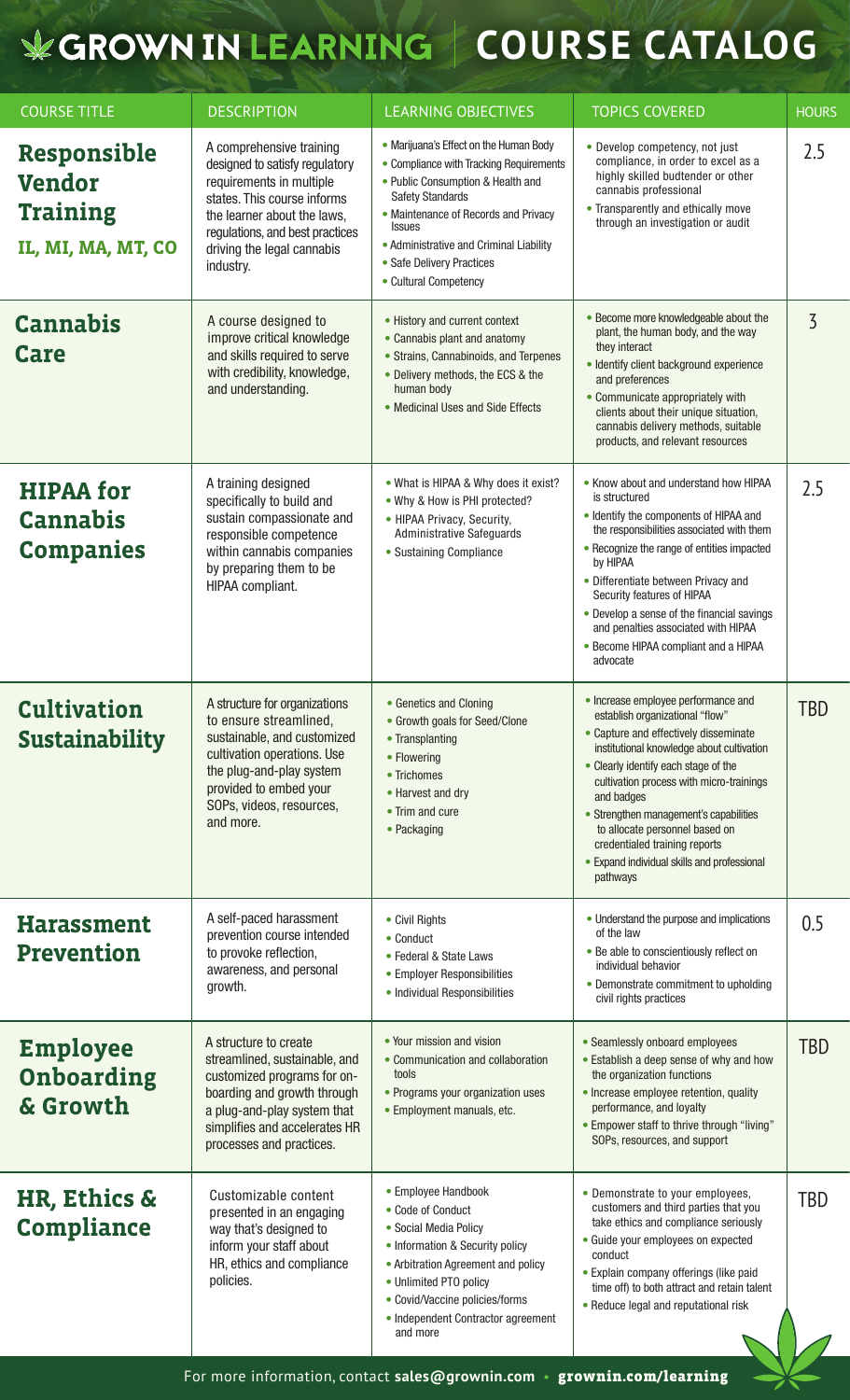# GROWN IN LEARNING | COURSE CATALOG

| COURSE TITLE | DESCRIPTION | LEARNING OBJECTIVES | TOPICS COVERED | HOURS |
|---|---|---|---|---|
| **Responsible Vendor Training IL, MI, MA, MT, CO** | A comprehensive training designed to satisfy regulatory requirements in multiple states. This course informs the learner about the laws, regulations, and best practices driving the legal cannabis industry. | • Marijuana's Effect on the Human Body<br>• Compliance with Tracking Requirements<br>• Public Consumption & Health and Safety Standards<br>• Maintenance of Records and Privacy Issues<br>• Administrative and Criminal Liability<br>• Safe Delivery Practices<br>• Cultural Competency | • Develop competency, not just compliance, in order to excel as a highly skilled budtender or other cannabis professional<br>• Transparently and ethically move through an investigation or audit | 2.5 |
| **Cannabis Care** | A course designed to improve critical knowledge and skills required to serve with credibility, knowledge, and understanding. | • History and current context<br>• Cannabis plant and anatomy<br>• Strains, Cannabinoids, and Terpenes<br>• Delivery methods, the ECS & the human body<br>• Medicinal Uses and Side Effects | • Become more knowledgeable about the plant, the human body, and the way they interact<br>• Identify client background experience and preferences<br>• Communicate appropriately with clients about their unique situation, cannabis delivery methods, suitable products, and relevant resources | 3 |
| **HIPAA for Cannabis Companies** | A training designed specifically to build and sustain compassionate and responsible competence within cannabis companies by preparing them to be HIPAA compliant. | • What is HIPAA & Why does it exist?<br>• Why & How is PHI protected?<br>• HIPAA Privacy, Security, Administrative Safeguards<br>• Sustaining Compliance | • Know about and understand how HIPAA is structured<br>• Identify the components of HIPAA and the responsibilities associated with them<br>• Recognize the range of entities impacted by HIPAA<br>• Differentiate between Privacy and Security features of HIPAA<br>• Develop a sense of the financial savings and penalties associated with HIPAA<br>• Become HIPAA compliant and a HIPAA advocate | 2.5 |
| **Cultivation Sustainability** | A structure for organizations to ensure streamlined, sustainable, and customized cultivation operations. Use the plug-and-play system provided to embed your SOPs, videos, resources, and more. | • Genetics and Cloning<br>• Growth goals for Seed/Clone<br>• Transplanting<br>• Flowering<br>• Trichomes<br>• Harvest and dry<br>• Trim and cure<br>• Packaging | • Increase employee performance and establish organizational "flow"<br>• Capture and effectively disseminate institutional knowledge about cultivation<br>• Clearly identify each stage of the cultivation process with micro-trainings and badges<br>• Strengthen management's capabilities to allocate personnel based on credentialed training reports<br>• Expand individual skills and professional pathways | TBD |
| **Harassment Prevention** | A self-paced harassment prevention course intended to provoke reflection, awareness, and personal growth. | • Civil Rights<br>• Conduct<br>• Federal & State Laws<br>• Employer Responsibilities<br>• Individual Responsibilities | • Understand the purpose and implications of the law<br>• Be able to conscientiously reflect on individual behavior<br>• Demonstrate commitment to upholding civil rights practices | 0.5 |
| **Employee Onboarding & Growth** | A structure to create streamlined, sustainable, and customized programs for on-boarding and growth through a plug-and-play system that simplifies and accelerates HR processes and practices. | • Your mission and vision<br>• Communication and collaboration tools<br>• Programs your organization uses<br>• Employment manuals, etc. | • Seamlessly onboard employees<br>• Establish a deep sense of why and how the organization functions<br>• Increase employee retention, quality performance, and loyalty<br>• Empower staff to thrive through "living" SOPs, resources, and support | TBD |
| **HR, Ethics & Compliance** | Customizable content presented in an engaging way that's designed to inform your staff about HR, ethics and compliance policies. | • Employee Handbook<br>• Code of Conduct<br>• Social Media Policy<br>• Information & Security policy<br>• Arbitration Agreement and policy<br>• Unlimited PTO policy<br>• Covid/Vaccine policies/forms<br>• Independent Contractor agreement and more | • Demonstrate to your employees, customers and third parties that you take ethics and compliance seriously<br>• Guide your employees on expected conduct<br>• Explain company offerings (like paid time off) to both attract and retain talent<br>• Reduce legal and reputational risk | TBD |

For more information, contact **sales@grownin.com** • **grownin.com/learning**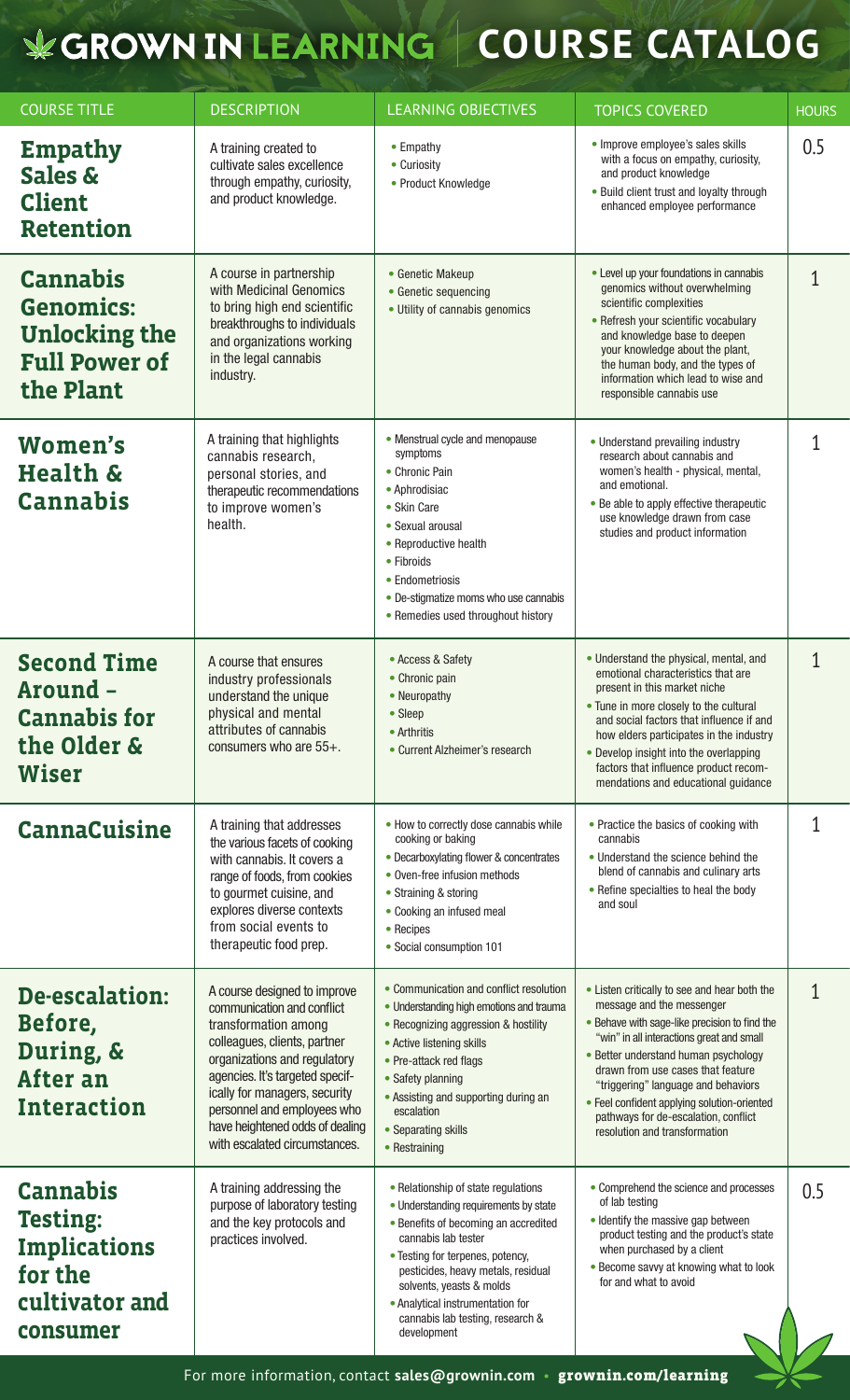# GROWN IN LEARNING | COURSE CATALOG

| COURSE TITLE | DESCRIPTION | LEARNING OBJECTIVES | TOPICS COVERED | HOURS |
|---|---|---|---|---|
| **Empathy Sales & Client Retention** | A training created to cultivate sales excellence through empathy, curiosity, and product knowledge. | • Empathy<br>• Curiosity<br>• Product Knowledge | • Improve employee's sales skills with a focus on empathy, curiosity, and product knowledge<br>• Build client trust and loyalty through enhanced employee performance | 0.5 |
| **Cannabis Genomics: Unlocking the Full Power of the Plant** | A course in partnership with Medicinal Genomics to bring high end scientific breakthroughs to individuals and organizations working in the legal cannabis industry. | • Genetic Makeup<br>• Genetic sequencing<br>• Utility of cannabis genomics | • Level up your foundations in cannabis genomics without overwhelming scientific complexities<br>• Refresh your scientific vocabulary and knowledge base to deepen your knowledge about the plant, the human body, and the types of information which lead to wise and responsible cannabis use | 1 |
| **Women's Health & Cannabis** | A training that highlights cannabis research, personal stories, and therapeutic recommendations to improve women's health. | • Menstrual cycle and menopause symptoms<br>• Chronic Pain<br>• Aphrodisiac<br>• Skin Care<br>• Sexual arousal<br>• Reproductive health<br>• Fibroids<br>• Endometriosis<br>• De-stigmatize moms who use cannabis<br>• Remedies used throughout history | • Understand prevailing industry research about cannabis and women's health - physical, mental, and emotional.<br>• Be able to apply effective therapeutic use knowledge drawn from case studies and product information | 1 |
| **Second Time Around – Cannabis for the Older & Wiser** | A course that ensures industry professionals understand the unique physical and mental attributes of cannabis consumers who are 55+. | • Access & Safety<br>• Chronic pain<br>• Neuropathy<br>• Sleep<br>• Arthritis<br>• Current Alzheimer's research | • Understand the physical, mental, and emotional characteristics that are present in this market niche<br>• Tune in more closely to the cultural and social factors that influence if and how elders participates in the industry<br>• Develop insight into the overlapping factors that influence product recommendations and educational guidance | 1 |
| **CannaCuisine** | A training that addresses the various facets of cooking with cannabis. It covers a range of foods, from cookies to gourmet cuisine, and explores diverse contexts from social events to therapeutic food prep. | • How to correctly dose cannabis while cooking or baking<br>• Decarboxylating flower & concentrates<br>• Oven-free infusion methods<br>• Straining & storing<br>• Cooking an infused meal<br>• Recipes<br>• Social consumption 101 | • Practice the basics of cooking with cannabis<br>• Understand the science behind the blend of cannabis and culinary arts<br>• Refine specialties to heal the body and soul | 1 |
| **De-escalation: Before, During, & After an Interaction** | A course designed to improve communication and conflict transformation among colleagues, clients, partner organizations and regulatory agencies. It's targeted specifically for managers, security personnel and employees who have heightened odds of dealing with escalated circumstances. | • Communication and conflict resolution<br>• Understanding high emotions and trauma<br>• Recognizing aggression & hostility<br>• Active listening skills<br>• Pre-attack red flags<br>• Safety planning<br>• Assisting and supporting during an escalation<br>• Separating skills<br>• Restraining | • Listen critically to see and hear both the message and the messenger<br>• Behave with sage-like precision to find the "win" in all interactions great and small<br>• Better understand human psychology drawn from use cases that feature "triggering" language and behaviors<br>• Feel confident applying solution-oriented pathways for de-escalation, conflict resolution and transformation | 1 |
| **Cannabis Testing: Implications for the cultivator and consumer** | A training addressing the purpose of laboratory testing and the key protocols and practices involved. | • Relationship of state regulations<br>• Understanding requirements by state<br>• Benefits of becoming an accredited cannabis lab tester<br>• Testing for terpenes, potency, pesticides, heavy metals, residual solvents, yeasts & molds<br>• Analytical instrumentation for cannabis lab testing, research & development | • Comprehend the science and processes of lab testing<br>• Identify the massive gap between product testing and the product's state when purchased by a client<br>• Become savvy at knowing what to look for and what to avoid | 0.5 |

For more information, contact **sales@grownin.com** • **grownin.com/learning**